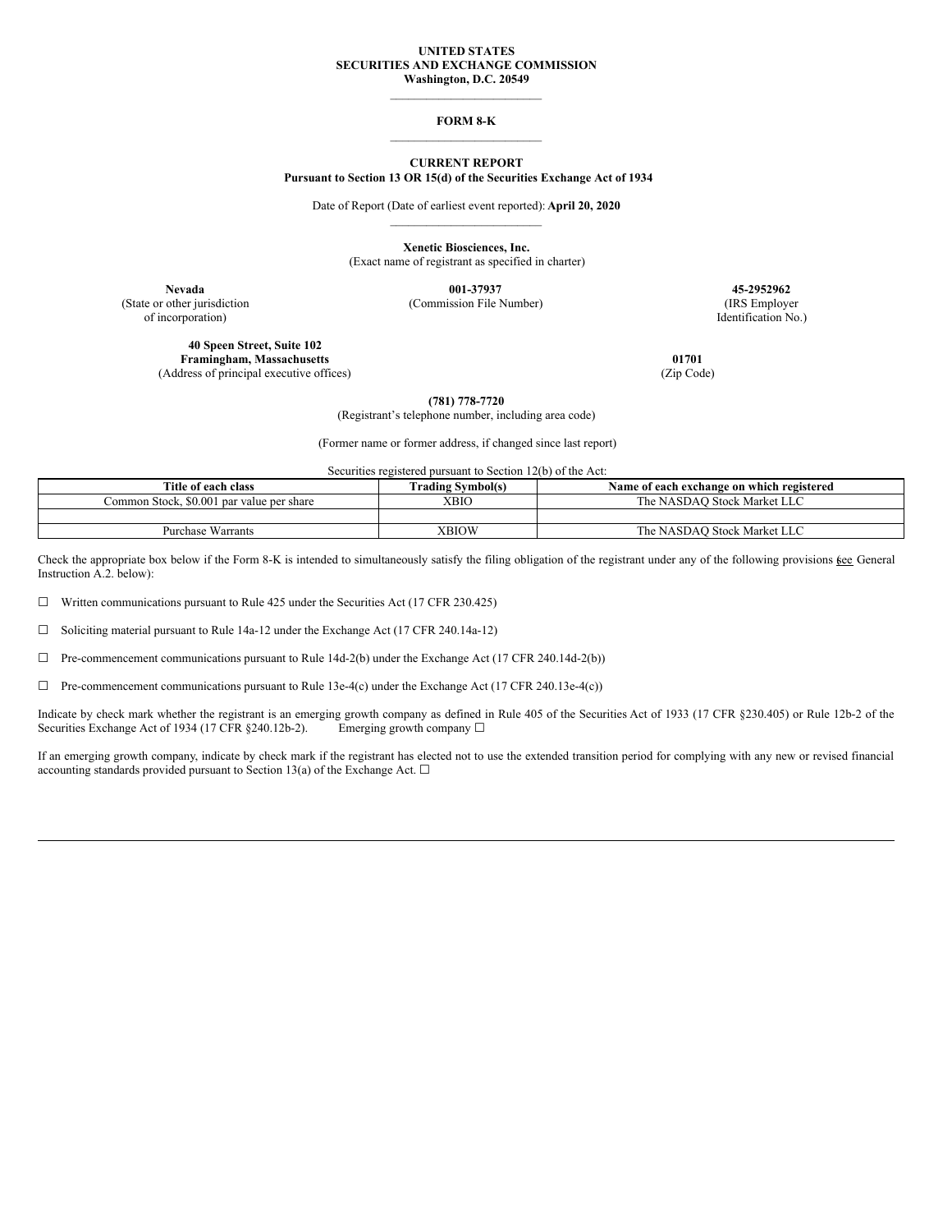**UNITED STATES**
**SECURITIES AND EXCHANGE COMMISSION**
**Washington, D.C. 20549**

---

**FORM 8-K**

---

**CURRENT REPORT**
**Pursuant to Section 13 OR 15(d) of the Securities Exchange Act of 1934**

Date of Report (Date of earliest event reported): **April 20, 2020**

---

**Xenetic Biosciences, Inc.**
(Exact name of registrant as specified in charter)

| **Nevada** | **001-37937** | **45-2952962** |
|---|---|---|
| (State or other jurisdiction of incorporation) | (Commission File Number) | (IRS Employer Identification No.) |

**40 Speen Street, Suite 102**
**Framingham, Massachusetts** **01701**
(Address of principal executive offices) (Zip Code)

**(781) 778-7720**
(Registrant's telephone number, including area code)

(Former name or former address, if changed since last report)

Securities registered pursuant to Section 12(b) of the Act:

| Title of each class | Trading Symbol(s) | Name of each exchange on which registered |
|---|---|---|
| Common Stock, $0.001 par value per share | XBIO | The NASDAQ Stock Market LLC |
| | | |
| Purchase Warrants | XBIOW | The NASDAQ Stock Market LLC |

Check the appropriate box below if the Form 8-K is intended to simultaneously satisfy the filing obligation of the registrant under any of the following provisions (see General Instruction A.2. below):

☐ Written communications pursuant to Rule 425 under the Securities Act (17 CFR 230.425)

☐ Soliciting material pursuant to Rule 14a-12 under the Exchange Act (17 CFR 240.14a-12)

☐ Pre-commencement communications pursuant to Rule 14d-2(b) under the Exchange Act (17 CFR 240.14d-2(b))

☐ Pre-commencement communications pursuant to Rule 13e-4(c) under the Exchange Act (17 CFR 240.13e-4(c))

Indicate by check mark whether the registrant is an emerging growth company as defined in Rule 405 of the Securities Act of 1933 (17 CFR §230.405) or Rule 12b-2 of the Securities Exchange Act of 1934 (17 CFR §240.12b-2). Emerging growth company ☐

If an emerging growth company, indicate by check mark if the registrant has elected not to use the extended transition period for complying with any new or revised financial accounting standards provided pursuant to Section 13(a) of the Exchange Act. ☐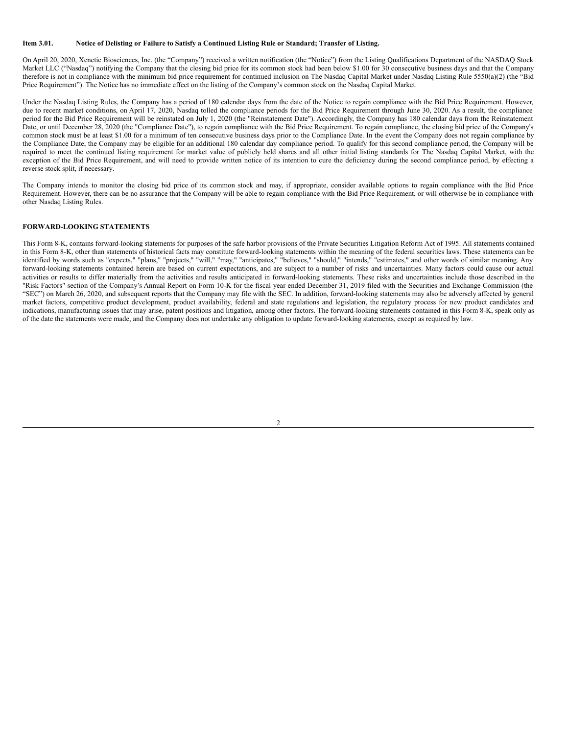**Item 3.01. Notice of Delisting or Failure to Satisfy a Continued Listing Rule or Standard; Transfer of Listing.**

On April 20, 2020, Xenetic Biosciences, Inc. (the "Company") received a written notification (the "Notice") from the Listing Qualifications Department of the NASDAQ Stock Market LLC ("Nasdaq") notifying the Company that the closing bid price for its common stock had been below $1.00 for 30 consecutive business days and that the Company therefore is not in compliance with the minimum bid price requirement for continued inclusion on The Nasdaq Capital Market under Nasdaq Listing Rule 5550(a)(2) (the "Bid Price Requirement"). The Notice has no immediate effect on the listing of the Company's common stock on the Nasdaq Capital Market.

Under the Nasdaq Listing Rules, the Company has a period of 180 calendar days from the date of the Notice to regain compliance with the Bid Price Requirement. However, due to recent market conditions, on April 17, 2020, Nasdaq tolled the compliance periods for the Bid Price Requirement through June 30, 2020. As a result, the compliance period for the Bid Price Requirement will be reinstated on July 1, 2020 (the "Reinstatement Date"). Accordingly, the Company has 180 calendar days from the Reinstatement Date, or until December 28, 2020 (the "Compliance Date"), to regain compliance with the Bid Price Requirement. To regain compliance, the closing bid price of the Company's common stock must be at least $1.00 for a minimum of ten consecutive business days prior to the Compliance Date. In the event the Company does not regain compliance by the Compliance Date, the Company may be eligible for an additional 180 calendar day compliance period. To qualify for this second compliance period, the Company will be required to meet the continued listing requirement for market value of publicly held shares and all other initial listing standards for The Nasdaq Capital Market, with the exception of the Bid Price Requirement, and will need to provide written notice of its intention to cure the deficiency during the second compliance period, by effecting a reverse stock split, if necessary.

The Company intends to monitor the closing bid price of its common stock and may, if appropriate, consider available options to regain compliance with the Bid Price Requirement. However, there can be no assurance that the Company will be able to regain compliance with the Bid Price Requirement, or will otherwise be in compliance with other Nasdaq Listing Rules.

**FORWARD-LOOKING STATEMENTS**

This Form 8-K, contains forward-looking statements for purposes of the safe harbor provisions of the Private Securities Litigation Reform Act of 1995. All statements contained in this Form 8-K, other than statements of historical facts may constitute forward-looking statements within the meaning of the federal securities laws. These statements can be identified by words such as "expects," "plans," "projects," "will," "may," "anticipates," "believes," "should," "intends," "estimates," and other words of similar meaning. Any forward-looking statements contained herein are based on current expectations, and are subject to a number of risks and uncertainties. Many factors could cause our actual activities or results to differ materially from the activities and results anticipated in forward-looking statements. These risks and uncertainties include those described in the "Risk Factors" section of the Company's Annual Report on Form 10-K for the fiscal year ended December 31, 2019 filed with the Securities and Exchange Commission (the "SEC") on March 26, 2020, and subsequent reports that the Company may file with the SEC. In addition, forward-looking statements may also be adversely affected by general market factors, competitive product development, product availability, federal and state regulations and legislation, the regulatory process for new product candidates and indications, manufacturing issues that may arise, patent positions and litigation, among other factors. The forward-looking statements contained in this Form 8-K, speak only as of the date the statements were made, and the Company does not undertake any obligation to update forward-looking statements, except as required by law.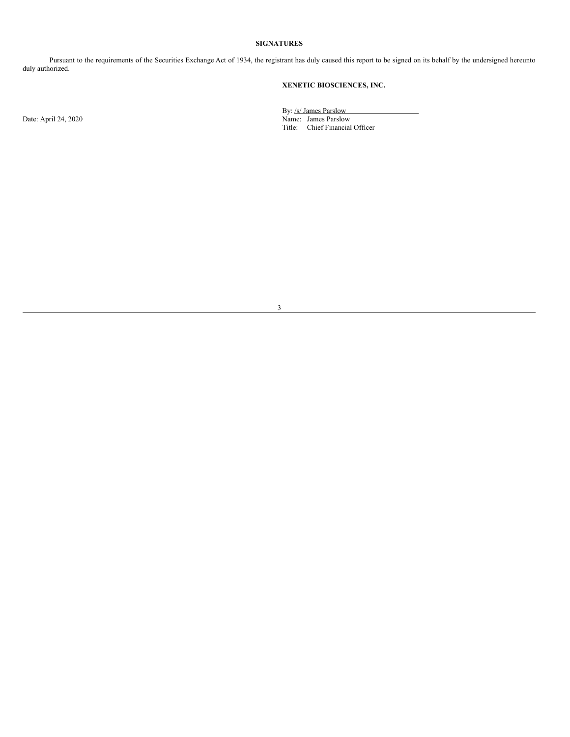**SIGNATURES**

Pursuant to the requirements of the Securities Exchange Act of 1934, the registrant has duly caused this report to be signed on its behalf by the undersigned hereunto duly authorized.

**XENETIC BIOSCIENCES, INC.**

Date: April 24, 2020

By: /s/ James Parslow
Name: James Parslow
Title: Chief Financial Officer